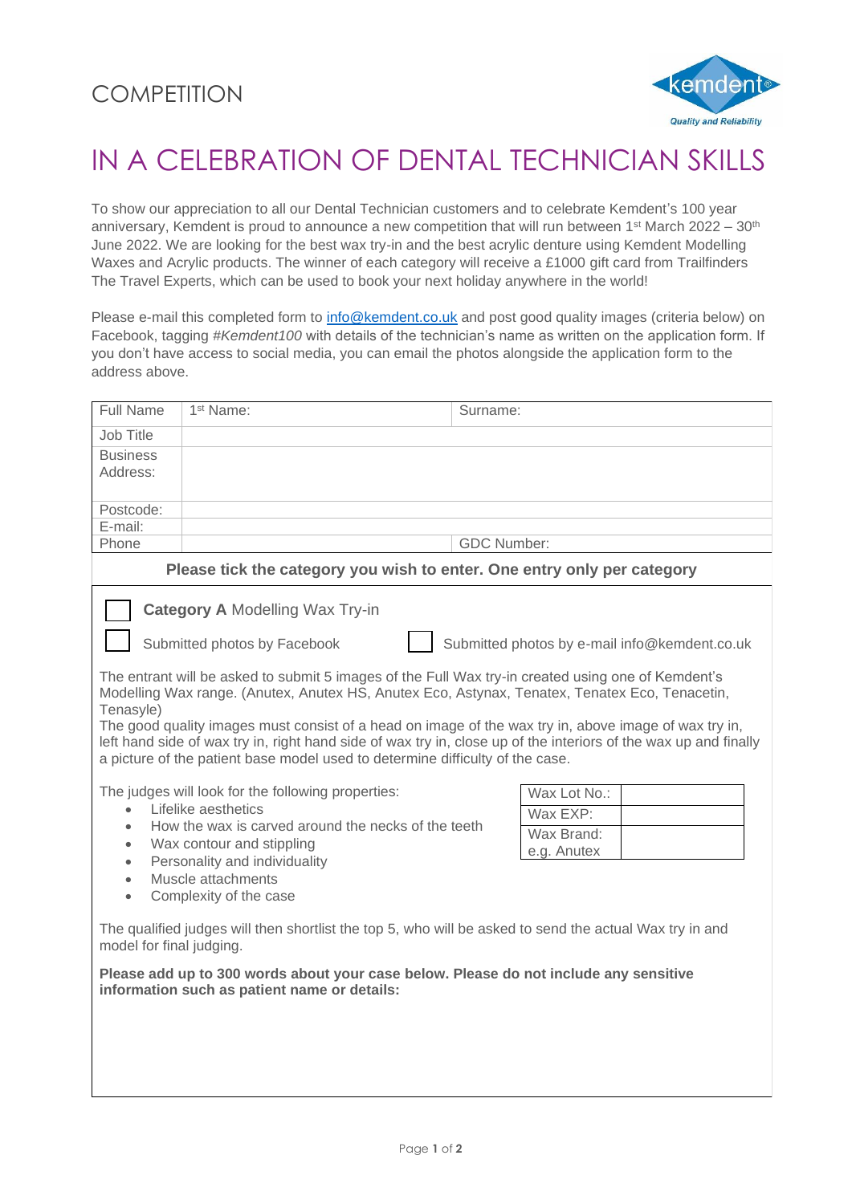COMPETITION

kemdent
*Quality and Reliability*

# IN A CELEBRATION OF DENTAL TECHNICIAN SKILLS

To show our appreciation to all our Dental Technician customers and to celebrate Kemdent's 100 year anniversary, Kemdent is proud to announce a new competition that will run between 1st March 2022 – 30th June 2022. We are looking for the best wax try-in and the best acrylic denture using Kemdent Modelling Waxes and Acrylic products. The winner of each category will receive a £1000 gift card from Trailfinders The Travel Experts, which can be used to book your next holiday anywhere in the world!

Please e-mail this completed form to info@kemdent.co.uk and post good quality images (criteria below) on Facebook, tagging *#Kemdent100* with details of the technician's name as written on the application form. If you don't have access to social media, you can email the photos alongside the application form to the address above.

| Full Name | 1st Name: | Surname: |
|---|---|---|
| Job Title | | |
| Business Address: | | |
| Postcode: | | |
| E-mail: | | |
| Phone | | GDC Number: |

**Please tick the category you wish to enter. One entry only per category**

☐ **Category A** Modelling Wax Try-in

☐ Submitted photos by Facebook ☐ Submitted photos by e-mail info@kemdent.co.uk

The entrant will be asked to submit 5 images of the Full Wax try-in created using one of Kemdent's Modelling Wax range. (Anutex, Anutex HS, Anutex Eco, Astynax, Tenatex, Tenatex Eco, Tenacetin, Tenasyle)
The good quality images must consist of a head on image of the wax try in, above image of wax try in, left hand side of wax try in, right hand side of wax try in, close up of the interiors of the wax up and finally a picture of the patient base model used to determine difficulty of the case.

The judges will look for the following properties:

- Lifelike aesthetics
- How the wax is carved around the necks of the teeth
- Wax contour and stippling
- Personality and individuality
- Muscle attachments
- Complexity of the case

| Wax Lot No.: | |
|---|---|
| Wax EXP: | |
| Wax Brand: e.g. Anutex | |

The qualified judges will then shortlist the top 5, who will be asked to send the actual Wax try in and model for final judging.

**Please add up to 300 words about your case below. Please do not include any sensitive information such as patient name or details:**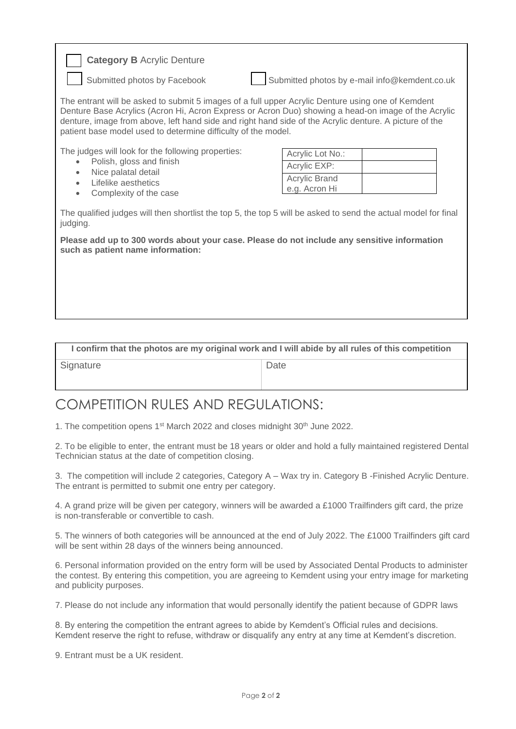☐ **Category B** Acrylic Denture

☐ Submitted photos by Facebook ☐ Submitted photos by e-mail info@kemdent.co.uk

The entrant will be asked to submit 5 images of a full upper Acrylic Denture using one of Kemdent Denture Base Acrylics (Acron Hi, Acron Express or Acron Duo) showing a head-on image of the Acrylic denture, image from above, left hand side and right hand side of the Acrylic denture. A picture of the patient base model used to determine difficulty of the model.

The judges will look for the following properties:

- Polish, gloss and finish
- Nice palatal detail
- Lifelike aesthetics
- Complexity of the case

| | |
|---|---|
| Acrylic Lot No.: | |
| Acrylic EXP: | |
| Acrylic Brand e.g. Acron Hi | |

The qualified judges will then shortlist the top 5, the top 5 will be asked to send the actual model for final judging.

**Please add up to 300 words about your case. Please do not include any sensitive information such as patient name information:**

| I confirm that the photos are my original work and I will abide by all rules of this competition | |
|---|---|
| Signature | Date |

# COMPETITION RULES AND REGULATIONS:

1. The competition opens 1st March 2022 and closes midnight 30th June 2022.

2. To be eligible to enter, the entrant must be 18 years or older and hold a fully maintained registered Dental Technician status at the date of competition closing.

3. The competition will include 2 categories, Category A – Wax try in. Category B -Finished Acrylic Denture. The entrant is permitted to submit one entry per category.

4. A grand prize will be given per category, winners will be awarded a £1000 Trailfinders gift card, the prize is non-transferable or convertible to cash.

5. The winners of both categories will be announced at the end of July 2022. The £1000 Trailfinders gift card will be sent within 28 days of the winners being announced.

6. Personal information provided on the entry form will be used by Associated Dental Products to administer the contest. By entering this competition, you are agreeing to Kemdent using your entry image for marketing and publicity purposes.

7. Please do not include any information that would personally identify the patient because of GDPR laws

8. By entering the competition the entrant agrees to abide by Kemdent's Official rules and decisions. Kemdent reserve the right to refuse, withdraw or disqualify any entry at any time at Kemdent's discretion.

9. Entrant must be a UK resident.